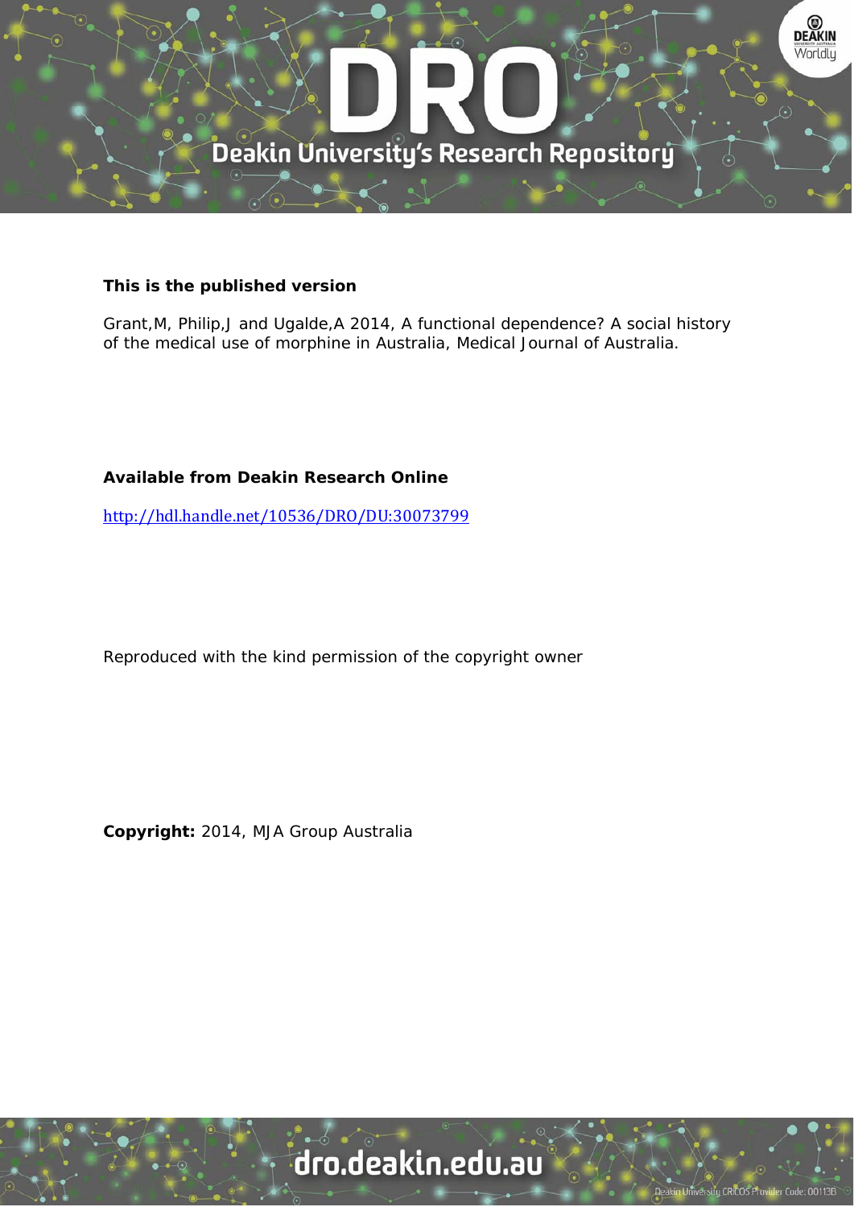**This is the published version**

Grant,M, Philip,J and Ugalde,A 2014, A functional dependence? A social history of the medical use of morphine in Australia, Medical Journal of Australia.

**Available from Deakin Research Online**

http://hdl.handle.net/10536/DRO/DU:30073799

Reproduced with the kind permission of the copyright owner

**Copyright:** 2014, MJA Group Australia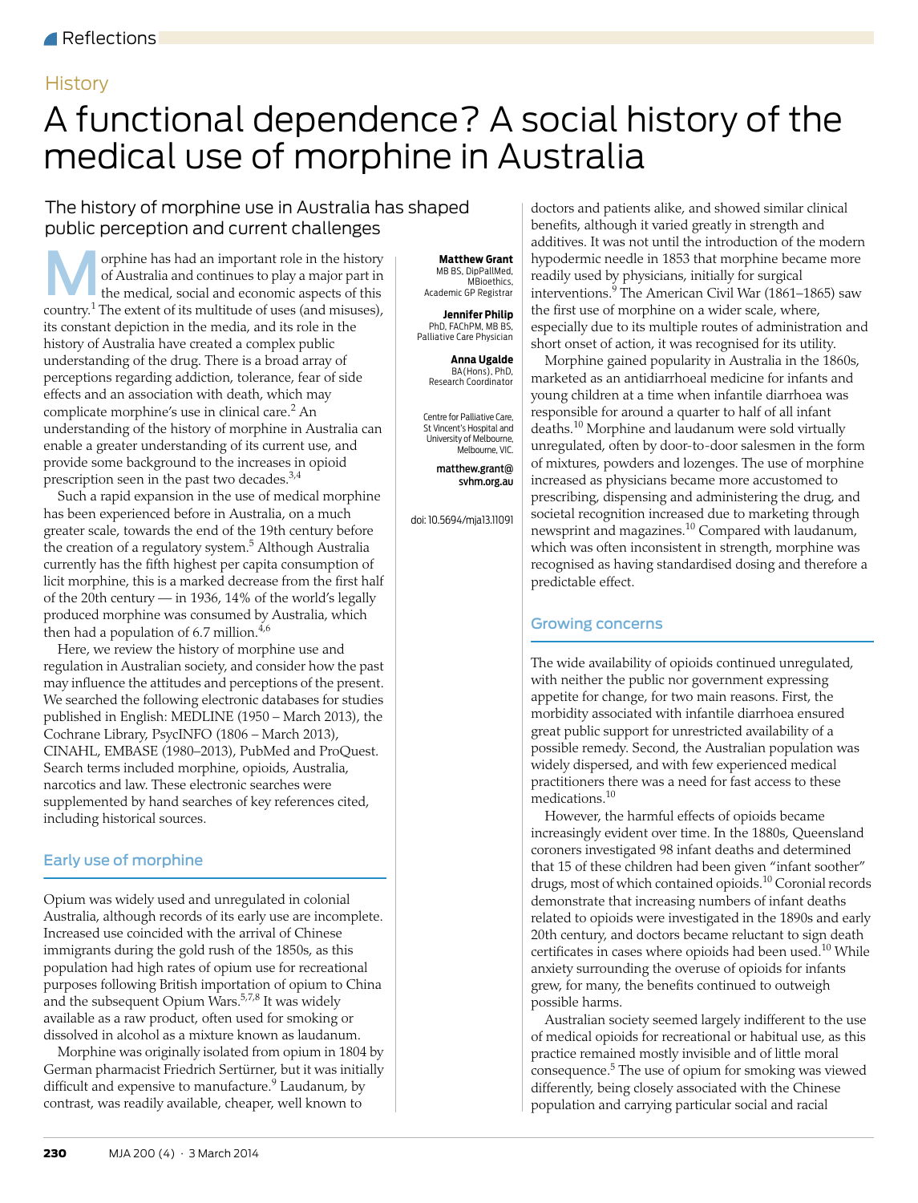Reflections

History

# A functional dependence? A social history of the medical use of morphine in Australia

## The history of morphine use in Australia has shaped public perception and current challenges

**Matthew Grant**
MB BS, DipPallMed, MBioethics, Academic GP Registrar

**Jennifer Philip**
PhD, FAChPM, MB BS, Palliative Care Physician

**Anna Ugalde**
BA(Hons), PhD, Research Coordinator

Centre for Palliative Care, St Vincent's Hospital and University of Melbourne, Melbourne, VIC.

matthew.grant@svhm.org.au

doi: 10.5694/mja13.11091

Morphine has had an important role in the history of Australia and continues to play a major part in the medical, social and economic aspects of this country.[1] The extent of its multitude of uses (and misuses), its constant depiction in the media, and its role in the history of Australia have created a complex public understanding of the drug. There is a broad array of perceptions regarding addiction, tolerance, fear of side effects and an association with death, which may complicate morphine's use in clinical care.[2] An understanding of the history of morphine in Australia can enable a greater understanding of its current use, and provide some background to the increases in opioid prescription seen in the past two decades.[3,4]

Such a rapid expansion in the use of medical morphine has been experienced before in Australia, on a much greater scale, towards the end of the 19th century before the creation of a regulatory system.[5] Although Australia currently has the fifth highest per capita consumption of licit morphine, this is a marked decrease from the first half of the 20th century — in 1936, 14% of the world's legally produced morphine was consumed by Australia, which then had a population of 6.7 million.[4,6]

Here, we review the history of morphine use and regulation in Australian society, and consider how the past may influence the attitudes and perceptions of the present. We searched the following electronic databases for studies published in English: MEDLINE (1950 – March 2013), the Cochrane Library, PsycINFO (1806 – March 2013), CINAHL, EMBASE (1980–2013), PubMed and ProQuest. Search terms included morphine, opioids, Australia, narcotics and law. These electronic searches were supplemented by hand searches of key references cited, including historical sources.

### Early use of morphine

Opium was widely used and unregulated in colonial Australia, although records of its early use are incomplete. Increased use coincided with the arrival of Chinese immigrants during the gold rush of the 1850s, as this population had high rates of opium use for recreational purposes following British importation of opium to China and the subsequent Opium Wars.[5,7,8] It was widely available as a raw product, often used for smoking or dissolved in alcohol as a mixture known as laudanum.

Morphine was originally isolated from opium in 1804 by German pharmacist Friedrich Sertürner, but it was initially difficult and expensive to manufacture.[9] Laudanum, by contrast, was readily available, cheaper, well known to doctors and patients alike, and showed similar clinical benefits, although it varied greatly in strength and additives. It was not until the introduction of the modern hypodermic needle in 1853 that morphine became more readily used by physicians, initially for surgical interventions.[9] The American Civil War (1861–1865) saw the first use of morphine on a wider scale, where, especially due to its multiple routes of administration and short onset of action, it was recognised for its utility.

Morphine gained popularity in Australia in the 1860s, marketed as an antidiarrhoeal medicine for infants and young children at a time when infantile diarrhoea was responsible for around a quarter to half of all infant deaths.[10] Morphine and laudanum were sold virtually unregulated, often by door-to-door salesmen in the form of mixtures, powders and lozenges. The use of morphine increased as physicians became more accustomed to prescribing, dispensing and administering the drug, and societal recognition increased due to marketing through newsprint and magazines.[10] Compared with laudanum, which was often inconsistent in strength, morphine was recognised as having standardised dosing and therefore a predictable effect.

### Growing concerns

The wide availability of opioids continued unregulated, with neither the public nor government expressing appetite for change, for two main reasons. First, the morbidity associated with infantile diarrhoea ensured great public support for unrestricted availability of a possible remedy. Second, the Australian population was widely dispersed, and with few experienced medical practitioners there was a need for fast access to these medications.[10]

However, the harmful effects of opioids became increasingly evident over time. In the 1880s, Queensland coroners investigated 98 infant deaths and determined that 15 of these children had been given "infant soother" drugs, most of which contained opioids.[10] Coronial records demonstrate that increasing numbers of infant deaths related to opioids were investigated in the 1890s and early 20th century, and doctors became reluctant to sign death certificates in cases where opioids had been used.[10] While anxiety surrounding the overuse of opioids for infants grew, for many, the benefits continued to outweigh possible harms.

Australian society seemed largely indifferent to the use of medical opioids for recreational or habitual use, as this practice remained mostly invisible and of little moral consequence.[5] The use of opium for smoking was viewed differently, being closely associated with the Chinese population and carrying particular social and racial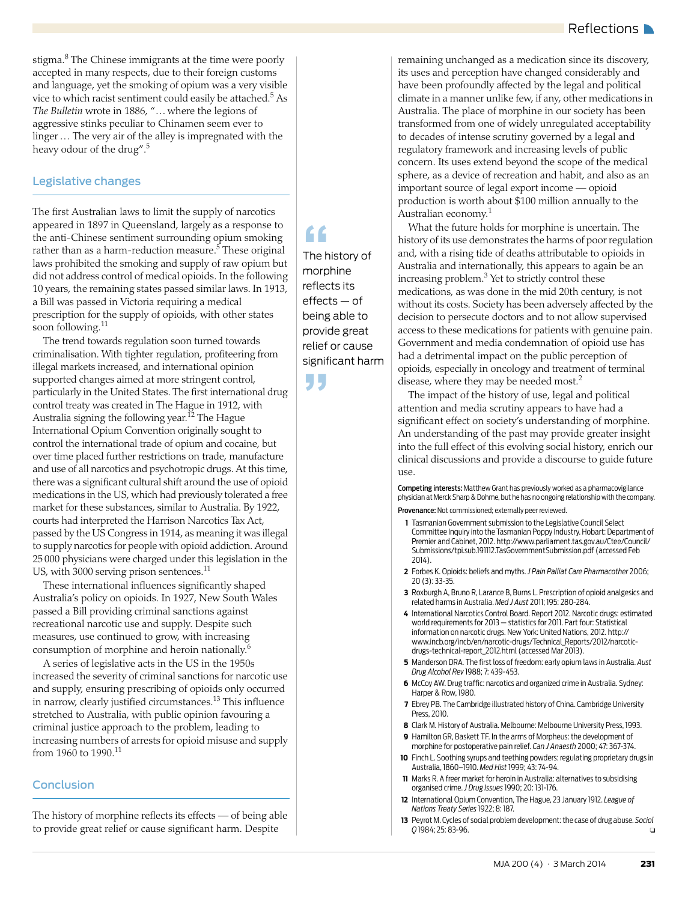stigma.[8] The Chinese immigrants at the time were poorly accepted in many respects, due to their foreign customs and language, yet the smoking of opium was a very visible vice to which racist sentiment could easily be attached.[5] As *The Bulletin* wrote in 1886, "… where the legions of aggressive stinks peculiar to Chinamen seem ever to linger … The very air of the alley is impregnated with the heavy odour of the drug".[5]

## Legislative changes

The first Australian laws to limit the supply of narcotics appeared in 1897 in Queensland, largely as a response to the anti-Chinese sentiment surrounding opium smoking rather than as a harm-reduction measure.[5] These original laws prohibited the smoking and supply of raw opium but did not address control of medical opioids. In the following 10 years, the remaining states passed similar laws. In 1913, a Bill was passed in Victoria requiring a medical prescription for the supply of opioids, with other states soon following.[11]

The trend towards regulation soon turned towards criminalisation. With tighter regulation, profiteering from illegal markets increased, and international opinion supported changes aimed at more stringent control, particularly in the United States. The first international drug control treaty was created in The Hague in 1912, with Australia signing the following year.[12] The Hague International Opium Convention originally sought to control the international trade of opium and cocaine, but over time placed further restrictions on trade, manufacture and use of all narcotics and psychotropic drugs. At this time, there was a significant cultural shift around the use of opioid medications in the US, which had previously tolerated a free market for these substances, similar to Australia. By 1922, courts had interpreted the Harrison Narcotics Tax Act, passed by the US Congress in 1914, as meaning it was illegal to supply narcotics for people with opioid addiction. Around 25 000 physicians were charged under this legislation in the US, with 3000 serving prison sentences.[11]

These international influences significantly shaped Australia's policy on opioids. In 1927, New South Wales passed a Bill providing criminal sanctions against recreational narcotic use and supply. Despite such measures, use continued to grow, with increasing consumption of morphine and heroin nationally.[6]

A series of legislative acts in the US in the 1950s increased the severity of criminal sanctions for narcotic use and supply, ensuring prescribing of opioids only occurred in narrow, clearly justified circumstances.[13] This influence stretched to Australia, with public opinion favouring a criminal justice approach to the problem, leading to increasing numbers of arrests for opioid misuse and supply from 1960 to 1990.[11]

## Conclusion

The history of morphine reflects its effects — of being able to provide great relief or cause significant harm. Despite remaining unchanged as a medication since its discovery, its uses and perception have changed considerably and have been profoundly affected by the legal and political climate in a manner unlike few, if any, other medications in Australia. The place of morphine in our society has been transformed from one of widely unregulated acceptability to decades of intense scrutiny governed by a legal and regulatory framework and increasing levels of public concern. Its uses extend beyond the scope of the medical sphere, as a device of recreation and habit, and also as an important source of legal export income — opioid production is worth about $100 million annually to the Australian economy.[1]

> The history of morphine reflects its effects — of being able to provide great relief or cause significant harm

What the future holds for morphine is uncertain. The history of its use demonstrates the harms of poor regulation and, with a rising tide of deaths attributable to opioids in Australia and internationally, this appears to again be an increasing problem.[3] Yet to strictly control these medications, as was done in the mid 20th century, is not without its costs. Society has been adversely affected by the decision to persecute doctors and to not allow supervised access to these medications for patients with genuine pain. Government and media condemnation of opioid use has had a detrimental impact on the public perception of opioids, especially in oncology and treatment of terminal disease, where they may be needed most.[2]

The impact of the history of use, legal and political attention and media scrutiny appears to have had a significant effect on society's understanding of morphine. An understanding of the past may provide greater insight into the full effect of this evolving social history, enrich our clinical discussions and provide a discourse to guide future use.

**Competing interests:** Matthew Grant has previously worked as a pharmacovigilance physician at Merck Sharp & Dohme, but he has no ongoing relationship with the company.

**Provenance:** Not commissioned; externally peer reviewed.

1. Tasmanian Government submission to the Legislative Council Select Committee Inquiry into the Tasmanian Poppy Industry. Hobart: Department of Premier and Cabinet, 2012. http://www.parliament.tas.gov.au/Ctee/Council/Submissions/tpi.sub.191112.TasGovernmentSubmission.pdf (accessed Feb 2014).
2. Forbes K. Opioids: beliefs and myths. *J Pain Palliat Care Pharmacother* 2006; 20 (3): 33-35.
3. Roxburgh A, Bruno R, Larance B, Burns L. Prescription of opioid analgesics and related harms in Australia. *Med J Aust* 2011; 195: 280-284.
4. International Narcotics Control Board. Report 2012. Narcotic drugs: estimated world requirements for 2013 — statistics for 2011. Part four: Statistical information on narcotic drugs. New York: United Nations, 2012. http://www.incb.org/incb/en/narcotic-drugs/Technical_Reports/2012/narcotic-drugs-technical-report_2012.html (accessed Mar 2013).
5. Manderson DRA. The first loss of freedom: early opium laws in Australia. *Aust Drug Alcohol Rev* 1988; 7: 439-453.
6. McCoy AW. Drug traffic: narcotics and organized crime in Australia. Sydney: Harper & Row, 1980.
7. Ebrey PB. The Cambridge illustrated history of China. Cambridge University Press, 2010.
8. Clark M. History of Australia. Melbourne: Melbourne University Press, 1993.
9. Hamilton GR, Baskett TF. In the arms of Morpheus: the development of morphine for postoperative pain relief. *Can J Anaesth* 2000; 47: 367-374.
10. Finch L. Soothing syrups and teething powders: regulating proprietary drugs in Australia, 1860–1910. *Med Hist* 1999; 43: 74-94.
11. Marks R. A freer market for heroin in Australia: alternatives to subsidising organised crime. *J Drug Issues* 1990; 20: 131-176.
12. International Opium Convention, The Hague, 23 January 1912. *League of Nations Treaty Series* 1922; 8: 187.
13. Peyrot M. Cycles of social problem development: the case of drug abuse. *Sociol Q* 1984; 25: 83-96.